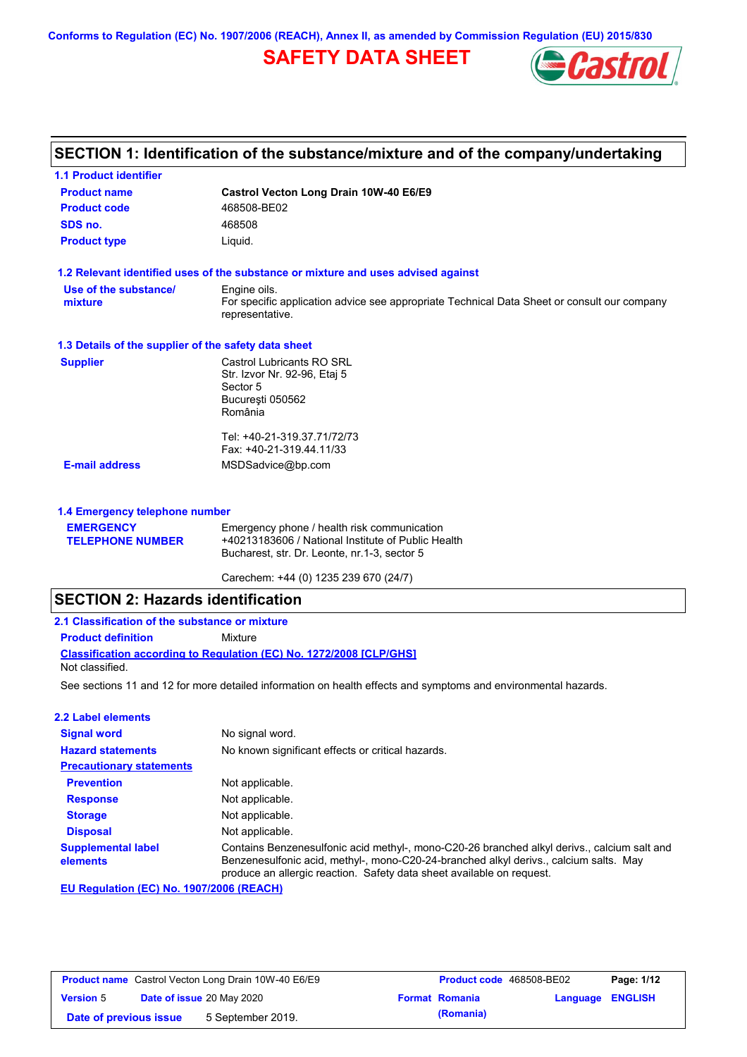Conforms to Regulation (EC) No. 1907/2006 (REACH), Annex II, as amended by Commission Regulation (EU) 2015/830

# SAFETY DATA SHEET

## SECTION 1: Identification of the substance/mixture and of the company/undertaking

### 1.1 Product identifier

| | |
|---|---|
| **Product name** | **Castrol Vecton Long Drain 10W-40 E6/E9** |
| **Product code** | 468508-BE02 |
| **SDS no.** | 468508 |
| **Product type** | Liquid. |

### 1.2 Relevant identified uses of the substance or mixture and uses advised against

| | |
|---|---|
| **Use of the substance/ mixture** | Engine oils. For specific application advice see appropriate Technical Data Sheet or consult our company representative. |

### 1.3 Details of the supplier of the safety data sheet

| | |
|---|---|
| **Supplier** | Castrol Lubricants RO SRL<br>Str. Izvor Nr. 92-96, Etaj 5<br>Sector 5<br>București 050562<br>România<br><br>Tel: +40-21-319.37.71/72/73<br>Fax: +40-21-319.44.11/33 |
| **E-mail address** | MSDSadvice@bp.com |

### 1.4 Emergency telephone number

| | |
|---|---|
| **EMERGENCY TELEPHONE NUMBER** | Emergency phone / health risk communication<br>+40213183606 / National Institute of Public Health<br>Bucharest, str. Dr. Leonte, nr.1-3, sector 5<br><br>Carechem: +44 (0) 1235 239 670 (24/7) |

## SECTION 2: Hazards identification

### 2.1 Classification of the substance or mixture

**Product definition** Mixture

**Classification according to Regulation (EC) No. 1272/2008 [CLP/GHS]**

Not classified.

See sections 11 and 12 for more detailed information on health effects and symptoms and environmental hazards.

### 2.2 Label elements

| | |
|---|---|
| **Signal word** | No signal word. |
| **Hazard statements** | No known significant effects or critical hazards. |
| **Precautionary statements** | |
| **Prevention** | Not applicable. |
| **Response** | Not applicable. |
| **Storage** | Not applicable. |
| **Disposal** | Not applicable. |
| **Supplemental label elements** | Contains Benzenesulfonic acid methyl-, mono-C20-26 branched alkyl derivs., calcium salt and Benzenesulfonic acid, methyl-, mono-C20-24-branched alkyl derivs., calcium salts. May produce an allergic reaction. Safety data sheet available on request. |

**EU Regulation (EC) No. 1907/2006 (REACH)**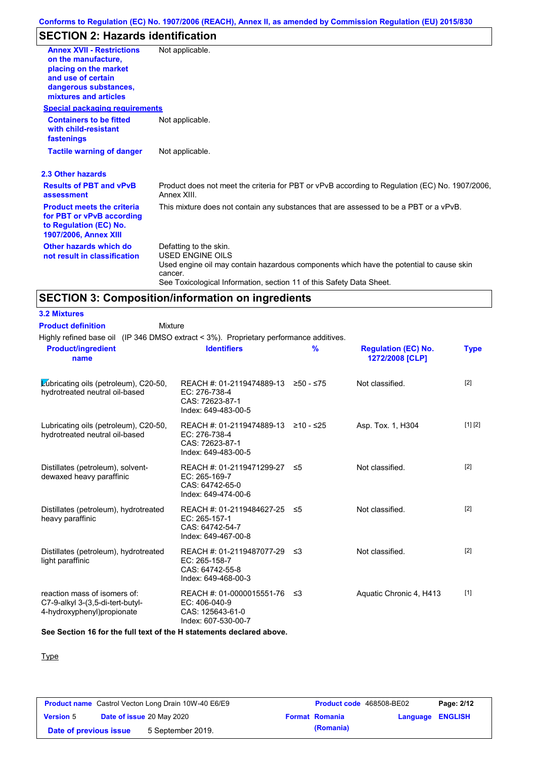## SECTION 2: Hazards identification

| | |
|---|---|
| **Annex XVII - Restrictions on the manufacture, placing on the market and use of certain dangerous substances, mixtures and articles** | Not applicable. |

**Special packaging requirements**

| | |
|---|---|
| **Containers to be fitted with child-resistant fastenings** | Not applicable. |
| **Tactile warning of danger** | Not applicable. |

### 2.3 Other hazards

| | |
|---|---|
| **Results of PBT and vPvB assessment** | Product does not meet the criteria for PBT or vPvB according to Regulation (EC) No. 1907/2006, Annex XIII. |
| **Product meets the criteria for PBT or vPvB according to Regulation (EC) No. 1907/2006, Annex XIII** | This mixture does not contain any substances that are assessed to be a PBT or a vPvB. |
| **Other hazards which do not result in classification** | Defatting to the skin.<br>USED ENGINE OILS<br>Used engine oil may contain hazardous components which have the potential to cause skin cancer.<br>See Toxicological Information, section 11 of this Safety Data Sheet. |

## SECTION 3: Composition/information on ingredients

### 3.2 Mixtures

**Product definition** Mixture

Highly refined base oil (IP 346 DMSO extract < 3%). Proprietary performance additives.

| Product/ingredient name | Identifiers | % | Regulation (EC) No. 1272/2008 [CLP] | Type |
|---|---|---|---|---|
| Lubricating oils (petroleum), C20-50, hydrotreated neutral oil-based | REACH #: 01-2119474889-13<br>EC: 276-738-4<br>CAS: 72623-87-1<br>Index: 649-483-00-5 | ≥50 - ≤75 | Not classified. | [2] |
| Lubricating oils (petroleum), C20-50, hydrotreated neutral oil-based | REACH #: 01-2119474889-13<br>EC: 276-738-4<br>CAS: 72623-87-1<br>Index: 649-483-00-5 | ≥10 - ≤25 | Asp. Tox. 1, H304 | [1] [2] |
| Distillates (petroleum), solvent-dewaxed heavy paraffinic | REACH #: 01-2119471299-27<br>EC: 265-169-7<br>CAS: 64742-65-0<br>Index: 649-474-00-6 | ≤5 | Not classified. | [2] |
| Distillates (petroleum), hydrotreated heavy paraffinic | REACH #: 01-2119484627-25<br>EC: 265-157-1<br>CAS: 64742-54-7<br>Index: 649-467-00-8 | ≤5 | Not classified. | [2] |
| Distillates (petroleum), hydrotreated light paraffinic | REACH #: 01-2119487077-29<br>EC: 265-158-7<br>CAS: 64742-55-8<br>Index: 649-468-00-3 | ≤3 | Not classified. | [2] |
| reaction mass of isomers of: C7-9-alkyl 3-(3,5-di-tert-butyl-4-hydroxyphenyl)propionate | REACH #: 01-0000015551-76<br>EC: 406-040-9<br>CAS: 125643-61-0<br>Index: 607-530-00-7 | ≤3 | Aquatic Chronic 4, H413 | [1] |

**See Section 16 for the full text of the H statements declared above.**

Type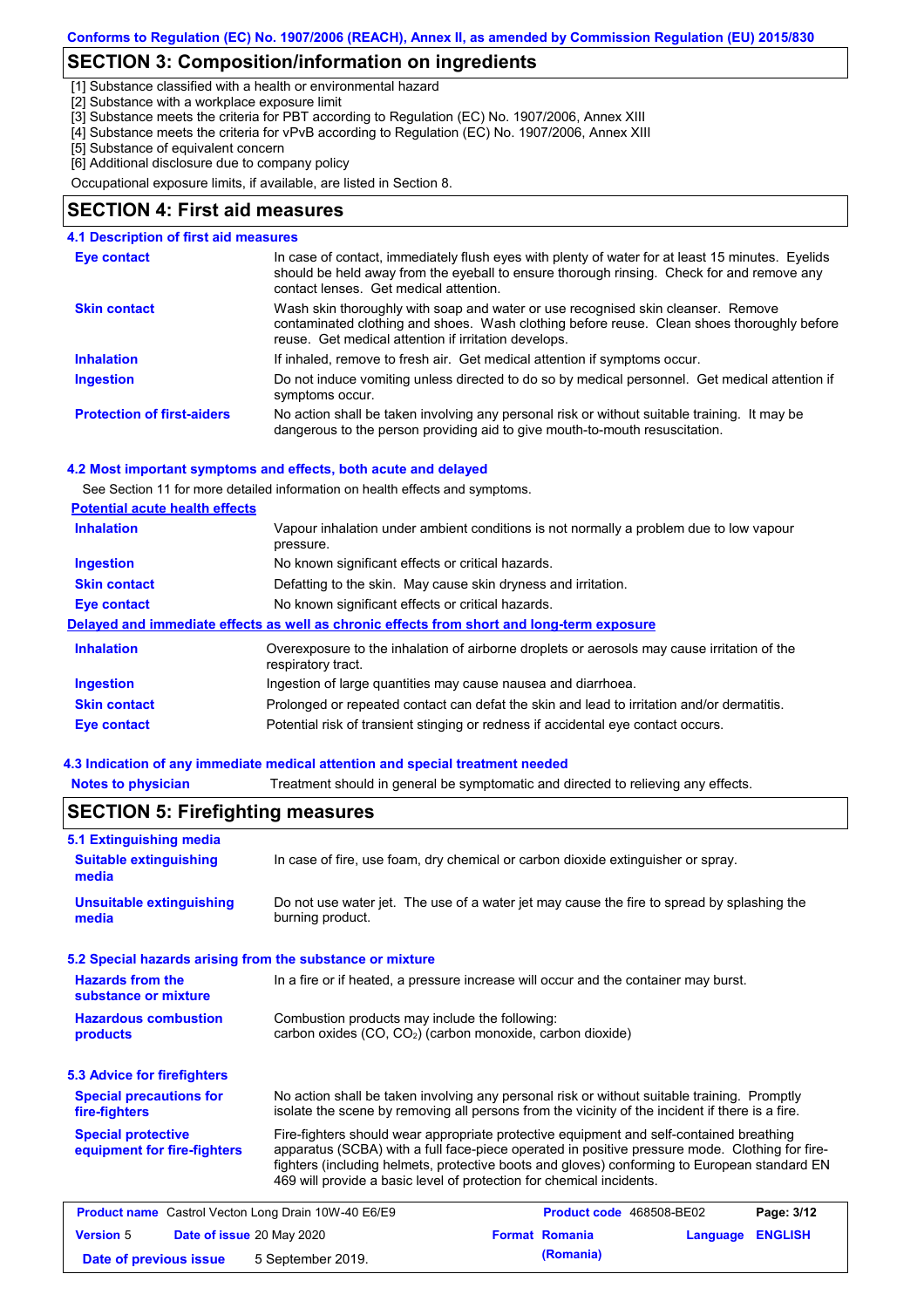## SECTION 3: Composition/information on ingredients

[1] Substance classified with a health or environmental hazard
[2] Substance with a workplace exposure limit
[3] Substance meets the criteria for PBT according to Regulation (EC) No. 1907/2006, Annex XIII
[4] Substance meets the criteria for vPvB according to Regulation (EC) No. 1907/2006, Annex XIII
[5] Substance of equivalent concern
[6] Additional disclosure due to company policy

Occupational exposure limits, if available, are listed in Section 8.

## SECTION 4: First aid measures

### 4.1 Description of first aid measures

| | |
|---|---|
| **Eye contact** | In case of contact, immediately flush eyes with plenty of water for at least 15 minutes. Eyelids should be held away from the eyeball to ensure thorough rinsing. Check for and remove any contact lenses. Get medical attention. |
| **Skin contact** | Wash skin thoroughly with soap and water or use recognised skin cleanser. Remove contaminated clothing and shoes. Wash clothing before reuse. Clean shoes thoroughly before reuse. Get medical attention if irritation develops. |
| **Inhalation** | If inhaled, remove to fresh air. Get medical attention if symptoms occur. |
| **Ingestion** | Do not induce vomiting unless directed to do so by medical personnel. Get medical attention if symptoms occur. |
| **Protection of first-aiders** | No action shall be taken involving any personal risk or without suitable training. It may be dangerous to the person providing aid to give mouth-to-mouth resuscitation. |

### 4.2 Most important symptoms and effects, both acute and delayed

See Section 11 for more detailed information on health effects and symptoms.

**Potential acute health effects**

| | |
|---|---|
| **Inhalation** | Vapour inhalation under ambient conditions is not normally a problem due to low vapour pressure. |
| **Ingestion** | No known significant effects or critical hazards. |
| **Skin contact** | Defatting to the skin. May cause skin dryness and irritation. |
| **Eye contact** | No known significant effects or critical hazards. |

**Delayed and immediate effects as well as chronic effects from short and long-term exposure**

| | |
|---|---|
| **Inhalation** | Overexposure to the inhalation of airborne droplets or aerosols may cause irritation of the respiratory tract. |
| **Ingestion** | Ingestion of large quantities may cause nausea and diarrhoea. |
| **Skin contact** | Prolonged or repeated contact can defat the skin and lead to irritation and/or dermatitis. |
| **Eye contact** | Potential risk of transient stinging or redness if accidental eye contact occurs. |

### 4.3 Indication of any immediate medical attention and special treatment needed

| | |
|---|---|
| **Notes to physician** | Treatment should in general be symptomatic and directed to relieving any effects. |

## SECTION 5: Firefighting measures

### 5.1 Extinguishing media

| | |
|---|---|
| **Suitable extinguishing media** | In case of fire, use foam, dry chemical or carbon dioxide extinguisher or spray. |
| **Unsuitable extinguishing media** | Do not use water jet. The use of a water jet may cause the fire to spread by splashing the burning product. |

### 5.2 Special hazards arising from the substance or mixture

| | |
|---|---|
| **Hazards from the substance or mixture** | In a fire or if heated, a pressure increase will occur and the container may burst. |
| **Hazardous combustion products** | Combustion products may include the following: carbon oxides (CO, $CO_2$) (carbon monoxide, carbon dioxide) |

### 5.3 Advice for firefighters

| | |
|---|---|
| **Special precautions for fire-fighters** | No action shall be taken involving any personal risk or without suitable training. Promptly isolate the scene by removing all persons from the vicinity of the incident if there is a fire. |
| **Special protective equipment for fire-fighters** | Fire-fighters should wear appropriate protective equipment and self-contained breathing apparatus (SCBA) with a full face-piece operated in positive pressure mode. Clothing for fire-fighters (including helmets, protective boots and gloves) conforming to European standard EN 469 will provide a basic level of protection for chemical incidents. |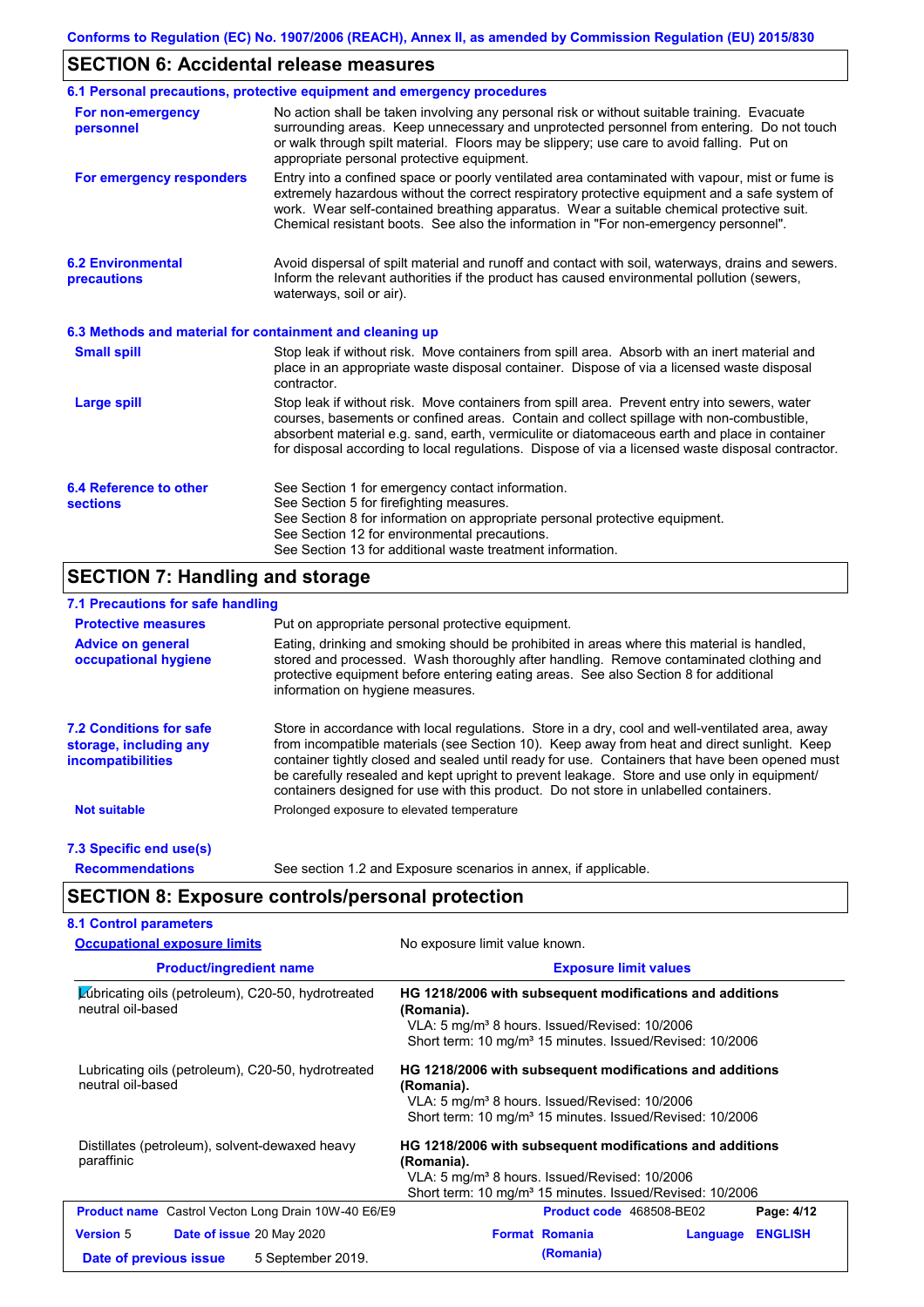## SECTION 6: Accidental release measures

### 6.1 Personal precautions, protective equipment and emergency procedures

**For non-emergency personnel**
No action shall be taken involving any personal risk or without suitable training. Evacuate surrounding areas. Keep unnecessary and unprotected personnel from entering. Do not touch or walk through spilt material. Floors may be slippery; use care to avoid falling. Put on appropriate personal protective equipment.

**For emergency responders**
Entry into a confined space or poorly ventilated area contaminated with vapour, mist or fume is extremely hazardous without the correct respiratory protective equipment and a safe system of work. Wear self-contained breathing apparatus. Wear a suitable chemical protective suit. Chemical resistant boots. See also the information in "For non-emergency personnel".

### 6.2 Environmental precautions

Avoid dispersal of spilt material and runoff and contact with soil, waterways, drains and sewers. Inform the relevant authorities if the product has caused environmental pollution (sewers, waterways, soil or air).

### 6.3 Methods and material for containment and cleaning up

**Small spill**
Stop leak if without risk. Move containers from spill area. Absorb with an inert material and place in an appropriate waste disposal container. Dispose of via a licensed waste disposal contractor.

**Large spill**
Stop leak if without risk. Move containers from spill area. Prevent entry into sewers, water courses, basements or confined areas. Contain and collect spillage with non-combustible, absorbent material e.g. sand, earth, vermiculite or diatomaceous earth and place in container for disposal according to local regulations. Dispose of via a licensed waste disposal contractor.

### 6.4 Reference to other sections

See Section 1 for emergency contact information.
See Section 5 for firefighting measures.
See Section 8 for information on appropriate personal protective equipment.
See Section 12 for environmental precautions.
See Section 13 for additional waste treatment information.

## SECTION 7: Handling and storage

### 7.1 Precautions for safe handling

**Protective measures**
Put on appropriate personal protective equipment.

**Advice on general occupational hygiene**
Eating, drinking and smoking should be prohibited in areas where this material is handled, stored and processed. Wash thoroughly after handling. Remove contaminated clothing and protective equipment before entering eating areas. See also Section 8 for additional information on hygiene measures.

### 7.2 Conditions for safe storage, including any incompatibilities

Store in accordance with local regulations. Store in a dry, cool and well-ventilated area, away from incompatible materials (see Section 10). Keep away from heat and direct sunlight. Keep container tightly closed and sealed until ready for use. Containers that have been opened must be carefully resealed and kept upright to prevent leakage. Store and use only in equipment/ containers designed for use with this product. Do not store in unlabelled containers.

**Not suitable**
Prolonged exposure to elevated temperature

### 7.3 Specific end use(s)

**Recommendations**
See section 1.2 and Exposure scenarios in annex, if applicable.

## SECTION 8: Exposure controls/personal protection

### 8.1 Control parameters

**Occupational exposure limits**
No exposure limit value known.

| Product/ingredient name | Exposure limit values |
|---|---|
| Lubricating oils (petroleum), C20-50, hydrotreated neutral oil-based | **HG 1218/2006 with subsequent modifications and additions (Romania).** VLA: 5 mg/m³ 8 hours. Issued/Revised: 10/2006 Short term: 10 mg/m³ 15 minutes. Issued/Revised: 10/2006 |
| Lubricating oils (petroleum), C20-50, hydrotreated neutral oil-based | **HG 1218/2006 with subsequent modifications and additions (Romania).** VLA: 5 mg/m³ 8 hours. Issued/Revised: 10/2006 Short term: 10 mg/m³ 15 minutes. Issued/Revised: 10/2006 |
| Distillates (petroleum), solvent-dewaxed heavy paraffinic | **HG 1218/2006 with subsequent modifications and additions (Romania).** VLA: 5 mg/m³ 8 hours. Issued/Revised: 10/2006 Short term: 10 mg/m³ 15 minutes. Issued/Revised: 10/2006 |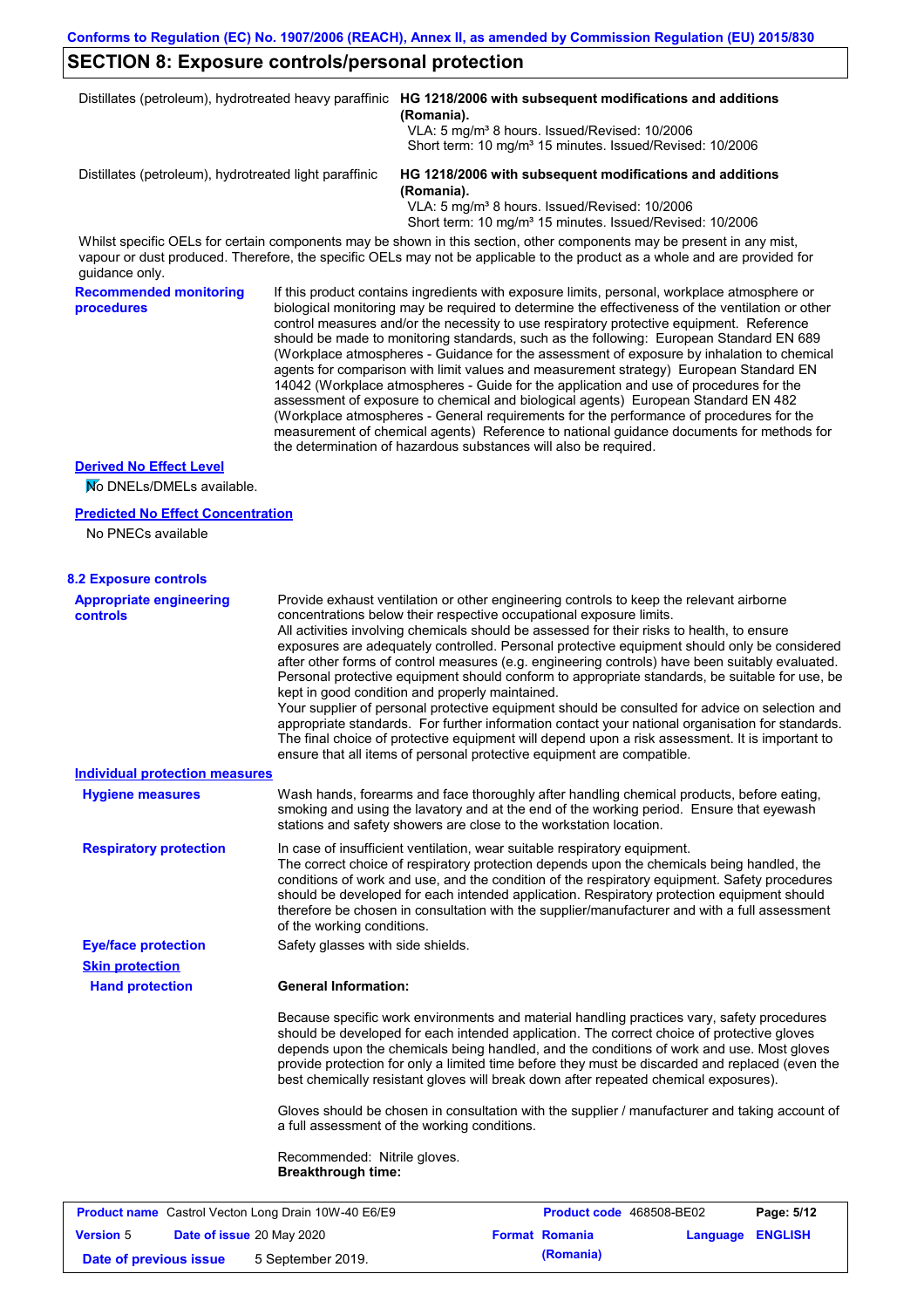## SECTION 8: Exposure controls/personal protection

| | |
|---|---|
| Distillates (petroleum), hydrotreated heavy paraffinic | **HG 1218/2006 with subsequent modifications and additions (Romania).**<br>VLA: 5 mg/m³ 8 hours. Issued/Revised: 10/2006<br>Short term: 10 mg/m³ 15 minutes. Issued/Revised: 10/2006 |
| Distillates (petroleum), hydrotreated light paraffinic | **HG 1218/2006 with subsequent modifications and additions (Romania).**<br>VLA: 5 mg/m³ 8 hours. Issued/Revised: 10/2006<br>Short term: 10 mg/m³ 15 minutes. Issued/Revised: 10/2006 |

Whilst specific OELs for certain components may be shown in this section, other components may be present in any mist, vapour or dust produced. Therefore, the specific OELs may not be applicable to the product as a whole and are provided for guidance only.

**Recommended monitoring procedures**

If this product contains ingredients with exposure limits, personal, workplace atmosphere or biological monitoring may be required to determine the effectiveness of the ventilation or other control measures and/or the necessity to use respiratory protective equipment. Reference should be made to monitoring standards, such as the following: European Standard EN 689 (Workplace atmospheres - Guidance for the assessment of exposure by inhalation to chemical agents for comparison with limit values and measurement strategy) European Standard EN 14042 (Workplace atmospheres - Guide for the application and use of procedures for the assessment of exposure to chemical and biological agents) European Standard EN 482 (Workplace atmospheres - General requirements for the performance of procedures for the measurement of chemical agents) Reference to national guidance documents for methods for the determination of hazardous substances will also be required.

**Derived No Effect Level**

No DNELs/DMELs available.

**Predicted No Effect Concentration**

No PNECs available

### 8.2 Exposure controls

**Appropriate engineering controls**

Provide exhaust ventilation or other engineering controls to keep the relevant airborne concentrations below their respective occupational exposure limits.
All activities involving chemicals should be assessed for their risks to health, to ensure exposures are adequately controlled. Personal protective equipment should only be considered after other forms of control measures (e.g. engineering controls) have been suitably evaluated. Personal protective equipment should conform to appropriate standards, be suitable for use, be kept in good condition and properly maintained.
Your supplier of personal protective equipment should be consulted for advice on selection and appropriate standards. For further information contact your national organisation for standards. The final choice of protective equipment will depend upon a risk assessment. It is important to ensure that all items of personal protective equipment are compatible.

**Individual protection measures**

**Hygiene measures**

Wash hands, forearms and face thoroughly after handling chemical products, before eating, smoking and using the lavatory and at the end of the working period. Ensure that eyewash stations and safety showers are close to the workstation location.

**Respiratory protection**

In case of insufficient ventilation, wear suitable respiratory equipment.
The correct choice of respiratory protection depends upon the chemicals being handled, the conditions of work and use, and the condition of the respiratory equipment. Safety procedures should be developed for each intended application. Respiratory protection equipment should therefore be chosen in consultation with the supplier/manufacturer and with a full assessment of the working conditions.

**Eye/face protection**

Safety glasses with side shields.

**Skin protection**

**Hand protection**

**General Information:**

Because specific work environments and material handling practices vary, safety procedures should be developed for each intended application. The correct choice of protective gloves depends upon the chemicals being handled, and the conditions of work and use. Most gloves provide protection for only a limited time before they must be discarded and replaced (even the best chemically resistant gloves will break down after repeated chemical exposures).

Gloves should be chosen in consultation with the supplier / manufacturer and taking account of a full assessment of the working conditions.

Recommended: Nitrile gloves.
**Breakthrough time:**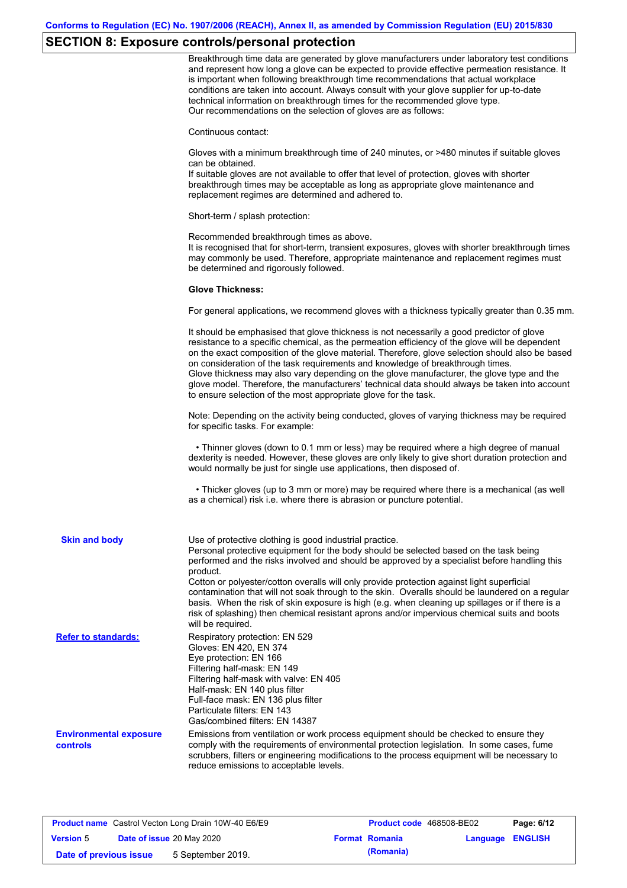## SECTION 8: Exposure controls/personal protection

Breakthrough time data are generated by glove manufacturers under laboratory test conditions and represent how long a glove can be expected to provide effective permeation resistance. It is important when following breakthrough time recommendations that actual workplace conditions are taken into account. Always consult with your glove supplier for up-to-date technical information on breakthrough times for the recommended glove type.
Our recommendations on the selection of gloves are as follows:

Continuous contact:

Gloves with a minimum breakthrough time of 240 minutes, or >480 minutes if suitable gloves can be obtained.
If suitable gloves are not available to offer that level of protection, gloves with shorter breakthrough times may be acceptable as long as appropriate glove maintenance and replacement regimes are determined and adhered to.

Short-term / splash protection:

Recommended breakthrough times as above.
It is recognised that for short-term, transient exposures, gloves with shorter breakthrough times may commonly be used. Therefore, appropriate maintenance and replacement regimes must be determined and rigorously followed.

**Glove Thickness:**

For general applications, we recommend gloves with a thickness typically greater than 0.35 mm.

It should be emphasised that glove thickness is not necessarily a good predictor of glove resistance to a specific chemical, as the permeation efficiency of the glove will be dependent on the exact composition of the glove material. Therefore, glove selection should also be based on consideration of the task requirements and knowledge of breakthrough times.
Glove thickness may also vary depending on the glove manufacturer, the glove type and the glove model. Therefore, the manufacturers' technical data should always be taken into account to ensure selection of the most appropriate glove for the task.

Note: Depending on the activity being conducted, gloves of varying thickness may be required for specific tasks. For example:

- Thinner gloves (down to 0.1 mm or less) may be required where a high degree of manual dexterity is needed. However, these gloves are only likely to give short duration protection and would normally be just for single use applications, then disposed of.

- Thicker gloves (up to 3 mm or more) may be required where there is a mechanical (as well as a chemical) risk i.e. where there is abrasion or puncture potential.

**Skin and body**

Use of protective clothing is good industrial practice.
Personal protective equipment for the body should be selected based on the task being performed and the risks involved and should be approved by a specialist before handling this product.
Cotton or polyester/cotton overalls will only provide protection against light superficial contamination that will not soak through to the skin. Overalls should be laundered on a regular basis. When the risk of skin exposure is high (e.g. when cleaning up spillages or if there is a risk of splashing) then chemical resistant aprons and/or impervious chemical suits and boots will be required.

**Refer to standards:**

Respiratory protection: EN 529
Gloves: EN 420, EN 374
Eye protection: EN 166
Filtering half-mask: EN 149
Filtering half-mask with valve: EN 405
Half-mask: EN 140 plus filter
Full-face mask: EN 136 plus filter
Particulate filters: EN 143
Gas/combined filters: EN 14387

**Environmental exposure controls**

Emissions from ventilation or work process equipment should be checked to ensure they comply with the requirements of environmental protection legislation. In some cases, fume scrubbers, filters or engineering modifications to the process equipment will be necessary to reduce emissions to acceptable levels.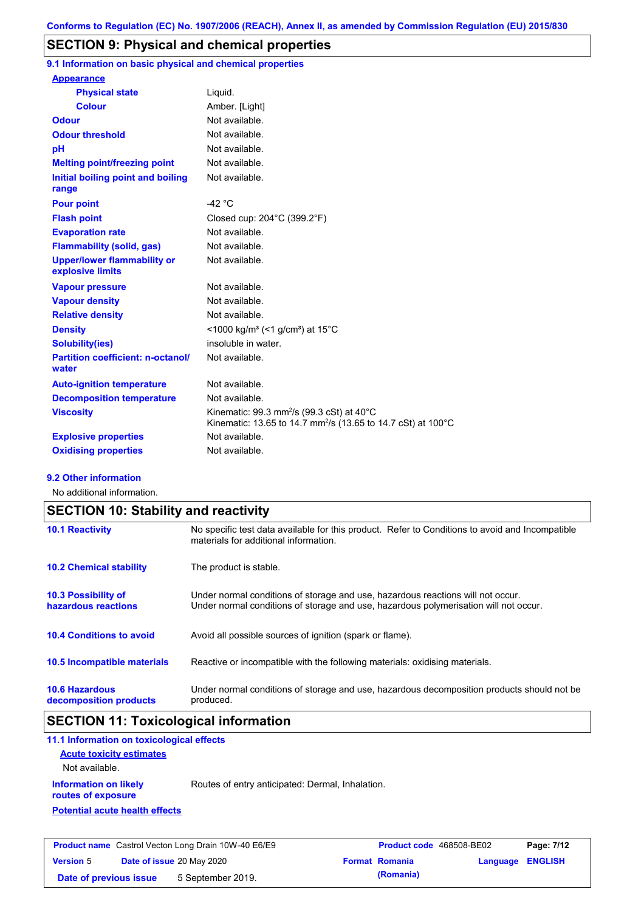## SECTION 9: Physical and chemical properties

### 9.1 Information on basic physical and chemical properties

**Appearance**

| | |
|---|---|
| **Physical state** | Liquid. |
| **Colour** | Amber. [Light] |
| **Odour** | Not available. |
| **Odour threshold** | Not available. |
| **pH** | Not available. |
| **Melting point/freezing point** | Not available. |
| **Initial boiling point and boiling range** | Not available. |
| **Pour point** | -42 °C |
| **Flash point** | Closed cup: 204°C (399.2°F) |
| **Evaporation rate** | Not available. |
| **Flammability (solid, gas)** | Not available. |
| **Upper/lower flammability or explosive limits** | Not available. |
| **Vapour pressure** | Not available. |
| **Vapour density** | Not available. |
| **Relative density** | Not available. |
| **Density** | <1000 kg/m³ (<1 g/cm³) at 15°C |
| **Solubility(ies)** | insoluble in water. |
| **Partition coefficient: n-octanol/ water** | Not available. |
| **Auto-ignition temperature** | Not available. |
| **Decomposition temperature** | Not available. |
| **Viscosity** | Kinematic: 99.3 $mm^2/s$ (99.3 cSt) at 40°C<br>Kinematic: 13.65 to 14.7 $mm^2/s$ (13.65 to 14.7 cSt) at 100°C |
| **Explosive properties** | Not available. |
| **Oxidising properties** | Not available. |

### 9.2 Other information

No additional information.

## SECTION 10: Stability and reactivity

| | |
|---|---|
| **10.1 Reactivity** | No specific test data available for this product. Refer to Conditions to avoid and Incompatible materials for additional information. |
| **10.2 Chemical stability** | The product is stable. |
| **10.3 Possibility of hazardous reactions** | Under normal conditions of storage and use, hazardous reactions will not occur.<br>Under normal conditions of storage and use, hazardous polymerisation will not occur. |
| **10.4 Conditions to avoid** | Avoid all possible sources of ignition (spark or flame). |
| **10.5 Incompatible materials** | Reactive or incompatible with the following materials: oxidising materials. |
| **10.6 Hazardous decomposition products** | Under normal conditions of storage and use, hazardous decomposition products should not be produced. |

## SECTION 11: Toxicological information

### 11.1 Information on toxicological effects

**Acute toxicity estimates**

Not available.

**Information on likely routes of exposure** Routes of entry anticipated: Dermal, Inhalation.

**Potential acute health effects**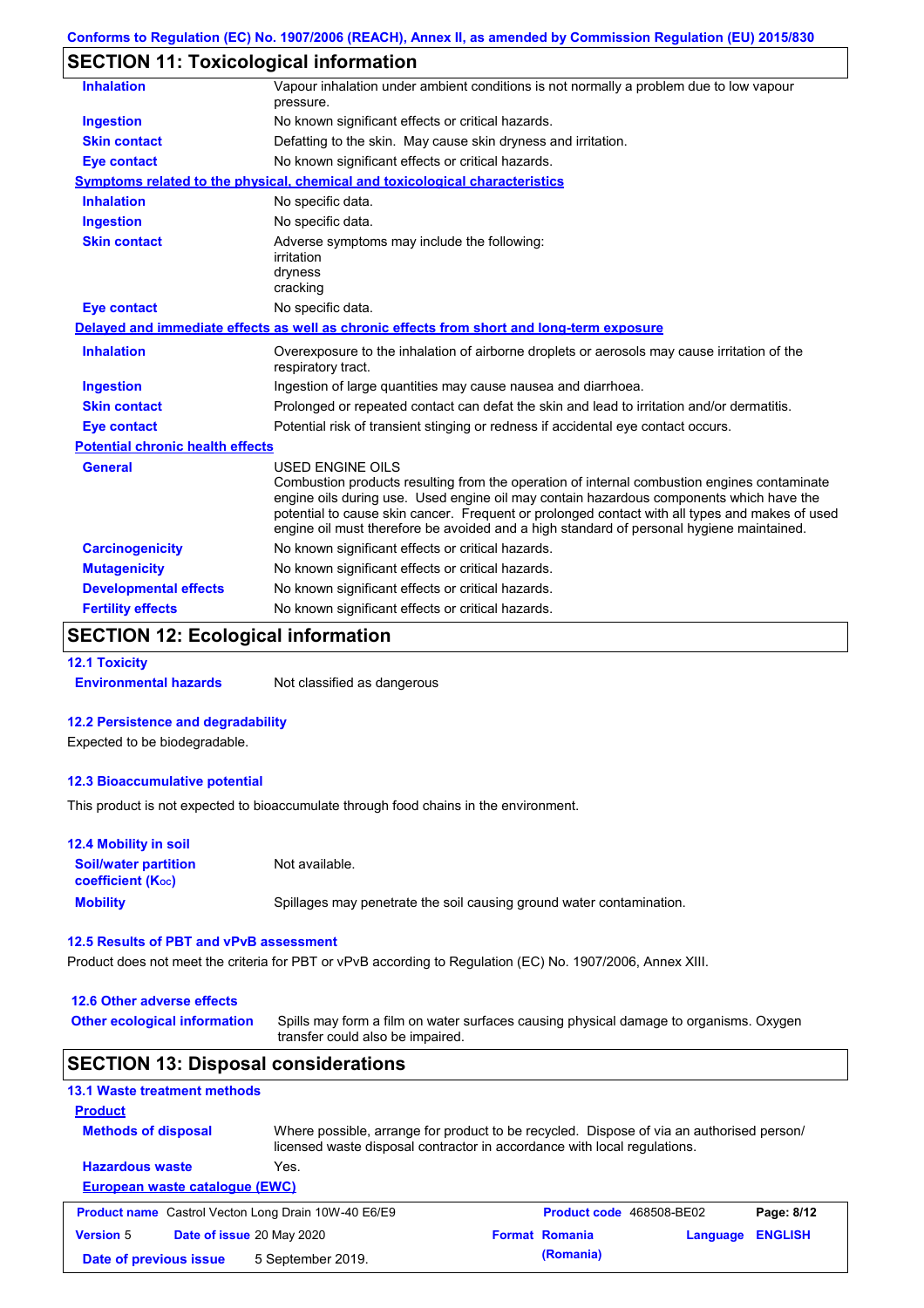## SECTION 11: Toxicological information

| | |
|---|---|
| **Inhalation** | Vapour inhalation under ambient conditions is not normally a problem due to low vapour pressure. |
| **Ingestion** | No known significant effects or critical hazards. |
| **Skin contact** | Defatting to the skin. May cause skin dryness and irritation. |
| **Eye contact** | No known significant effects or critical hazards. |

**Symptoms related to the physical, chemical and toxicological characteristics**

| | |
|---|---|
| **Inhalation** | No specific data. |
| **Ingestion** | No specific data. |
| **Skin contact** | Adverse symptoms may include the following:<br>irritation<br>dryness<br>cracking |
| **Eye contact** | No specific data. |

**Delayed and immediate effects as well as chronic effects from short and long-term exposure**

| | |
|---|---|
| **Inhalation** | Overexposure to the inhalation of airborne droplets or aerosols may cause irritation of the respiratory tract. |
| **Ingestion** | Ingestion of large quantities may cause nausea and diarrhoea. |
| **Skin contact** | Prolonged or repeated contact can defat the skin and lead to irritation and/or dermatitis. |
| **Eye contact** | Potential risk of transient stinging or redness if accidental eye contact occurs. |

**Potential chronic health effects**

| | |
|---|---|
| **General** | USED ENGINE OILS<br>Combustion products resulting from the operation of internal combustion engines contaminate engine oils during use. Used engine oil may contain hazardous components which have the potential to cause skin cancer. Frequent or prolonged contact with all types and makes of used engine oil must therefore be avoided and a high standard of personal hygiene maintained. |
| **Carcinogenicity** | No known significant effects or critical hazards. |
| **Mutagenicity** | No known significant effects or critical hazards. |
| **Developmental effects** | No known significant effects or critical hazards. |
| **Fertility effects** | No known significant effects or critical hazards. |

## SECTION 12: Ecological information

### 12.1 Toxicity

**Environmental hazards** Not classified as dangerous

### 12.2 Persistence and degradability

Expected to be biodegradable.

### 12.3 Bioaccumulative potential

This product is not expected to bioaccumulate through food chains in the environment.

### 12.4 Mobility in soil

| | |
|---|---|
| **Soil/water partition coefficient ($K_{OC}$)** | Not available. |
| **Mobility** | Spillages may penetrate the soil causing ground water contamination. |

### 12.5 Results of PBT and vPvB assessment

Product does not meet the criteria for PBT or vPvB according to Regulation (EC) No. 1907/2006, Annex XIII.

### 12.6 Other adverse effects

**Other ecological information** Spills may form a film on water surfaces causing physical damage to organisms. Oxygen transfer could also be impaired.

## SECTION 13: Disposal considerations

### 13.1 Waste treatment methods

**Product**

| | |
|---|---|
| **Methods of disposal** | Where possible, arrange for product to be recycled. Dispose of via an authorised person/ licensed waste disposal contractor in accordance with local regulations. |
| **Hazardous waste** | Yes. |

**European waste catalogue (EWC)**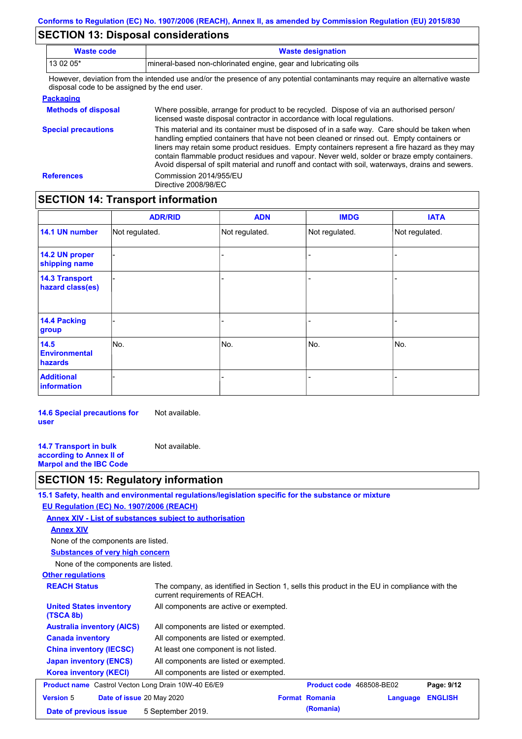## SECTION 13: Disposal considerations

| Waste code | Waste designation |
|---|---|
| 13 02 05* | mineral-based non-chlorinated engine, gear and lubricating oils |

However, deviation from the intended use and/or the presence of any potential contaminants may require an alternative waste disposal code to be assigned by the end user.

**Packaging**

**Methods of disposal**: Where possible, arrange for product to be recycled. Dispose of via an authorised person/ licensed waste disposal contractor in accordance with local regulations.

**Special precautions**: This material and its container must be disposed of in a safe way. Care should be taken when handling emptied containers that have not been cleaned or rinsed out. Empty containers or liners may retain some product residues. Empty containers represent a fire hazard as they may contain flammable product residues and vapour. Never weld, solder or braze empty containers. Avoid dispersal of spilt material and runoff and contact with soil, waterways, drains and sewers.

**References**: Commission 2014/955/EU
Directive 2008/98/EC

## SECTION 14: Transport information

| | ADR/RID | ADN | IMDG | IATA |
|---|---|---|---|---|
| 14.1 UN number | Not regulated. | Not regulated. | Not regulated. | Not regulated. |
| 14.2 UN proper shipping name | - | - | - | - |
| 14.3 Transport hazard class(es) | - | - | - | - |
| 14.4 Packing group | - | - | - | - |
| 14.5 Environmental hazards | No. | No. | No. | No. |
| Additional information | - | - | - | - |

**14.6 Special precautions for user**: Not available.

**14.7 Transport in bulk according to Annex II of Marpol and the IBC Code**: Not available.

## SECTION 15: Regulatory information

**15.1 Safety, health and environmental regulations/legislation specific for the substance or mixture**

**EU Regulation (EC) No. 1907/2006 (REACH)**

**Annex XIV - List of substances subject to authorisation**

**Annex XIV**

None of the components are listed.

**Substances of very high concern**

None of the components are listed.

**Other regulations**

**REACH Status**: The company, as identified in Section 1, sells this product in the EU in compliance with the current requirements of REACH.

**United States inventory (TSCA 8b)**: All components are active or exempted.

**Australia inventory (AICS)**: All components are listed or exempted.

**Canada inventory**: All components are listed or exempted.

**China inventory (IECSC)**: At least one component is not listed.

**Japan inventory (ENCS)**: All components are listed or exempted.

**Korea inventory (KECI)**: All components are listed or exempted.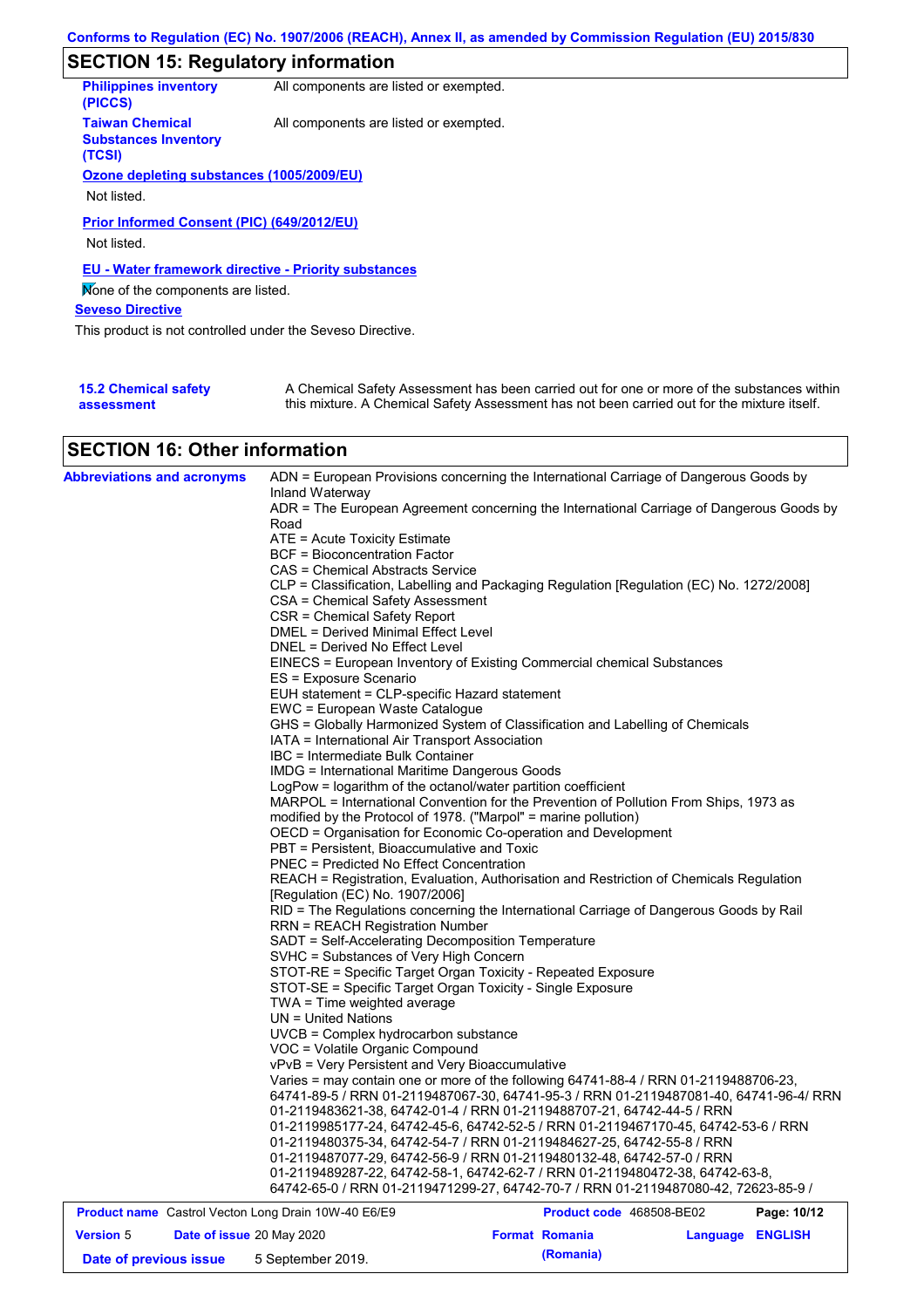## SECTION 15: Regulatory information

**Philippines inventory (PICCS)** All components are listed or exempted.

**Taiwan Chemical Substances Inventory (TCSI)** All components are listed or exempted.

**Ozone depleting substances (1005/2009/EU)**

Not listed.

**Prior Informed Consent (PIC) (649/2012/EU)**

Not listed.

**EU - Water framework directive - Priority substances**

None of the components are listed.

**Seveso Directive**

This product is not controlled under the Seveso Directive.

**15.2 Chemical safety assessment** A Chemical Safety Assessment has been carried out for one or more of the substances within this mixture. A Chemical Safety Assessment has not been carried out for the mixture itself.

## SECTION 16: Other information

**Abbreviations and acronyms**

ADN = European Provisions concerning the International Carriage of Dangerous Goods by Inland Waterway
ADR = The European Agreement concerning the International Carriage of Dangerous Goods by Road
ATE = Acute Toxicity Estimate
BCF = Bioconcentration Factor
CAS = Chemical Abstracts Service
CLP = Classification, Labelling and Packaging Regulation [Regulation (EC) No. 1272/2008]
CSA = Chemical Safety Assessment
CSR = Chemical Safety Report
DMEL = Derived Minimal Effect Level
DNEL = Derived No Effect Level
EINECS = European Inventory of Existing Commercial chemical Substances
ES = Exposure Scenario
EUH statement = CLP-specific Hazard statement
EWC = European Waste Catalogue
GHS = Globally Harmonized System of Classification and Labelling of Chemicals
IATA = International Air Transport Association
IBC = Intermediate Bulk Container
IMDG = International Maritime Dangerous Goods
LogPow = logarithm of the octanol/water partition coefficient
MARPOL = International Convention for the Prevention of Pollution From Ships, 1973 as modified by the Protocol of 1978. ("Marpol" = marine pollution)
OECD = Organisation for Economic Co-operation and Development
PBT = Persistent, Bioaccumulative and Toxic
PNEC = Predicted No Effect Concentration
REACH = Registration, Evaluation, Authorisation and Restriction of Chemicals Regulation [Regulation (EC) No. 1907/2006]
RID = The Regulations concerning the International Carriage of Dangerous Goods by Rail
RRN = REACH Registration Number
SADT = Self-Accelerating Decomposition Temperature
SVHC = Substances of Very High Concern
STOT-RE = Specific Target Organ Toxicity - Repeated Exposure
STOT-SE = Specific Target Organ Toxicity - Single Exposure
TWA = Time weighted average
UN = United Nations
UVCB = Complex hydrocarbon substance
VOC = Volatile Organic Compound
vPvB = Very Persistent and Very Bioaccumulative
Varies = may contain one or more of the following 64741-88-4 / RRN 01-2119488706-23, 64741-89-5 / RRN 01-2119487067-30, 64741-95-3 / RRN 01-2119487081-40, 64741-96-4/ RRN 01-2119483621-38, 64742-01-4 / RRN 01-2119488707-21, 64742-44-5 / RRN 01-2119985177-24, 64742-45-6, 64742-52-5 / RRN 01-2119467170-45, 64742-53-6 / RRN 01-2119480375-34, 64742-54-7 / RRN 01-2119484627-25, 64742-55-8 / RRN 01-2119487077-29, 64742-56-9 / RRN 01-2119480132-48, 64742-57-0 / RRN 01-2119489287-22, 64742-58-1, 64742-62-7 / RRN 01-2119480472-38, 64742-63-8, 64742-65-0 / RRN 01-2119471299-27, 64742-70-7 / RRN 01-2119487080-42, 72623-85-9 /

| **Product name** Castrol Vecton Long Drain 10W-40 E6/E9 | | **Product code** 468508-BE02 | |
|---|---|---|---|
| **Version** 5 | **Date of issue** 20 May 2020 | **Format** Romania (Romania) | **Language** ENGLISH |
| **Date of previous issue** | 5 September 2019. | | |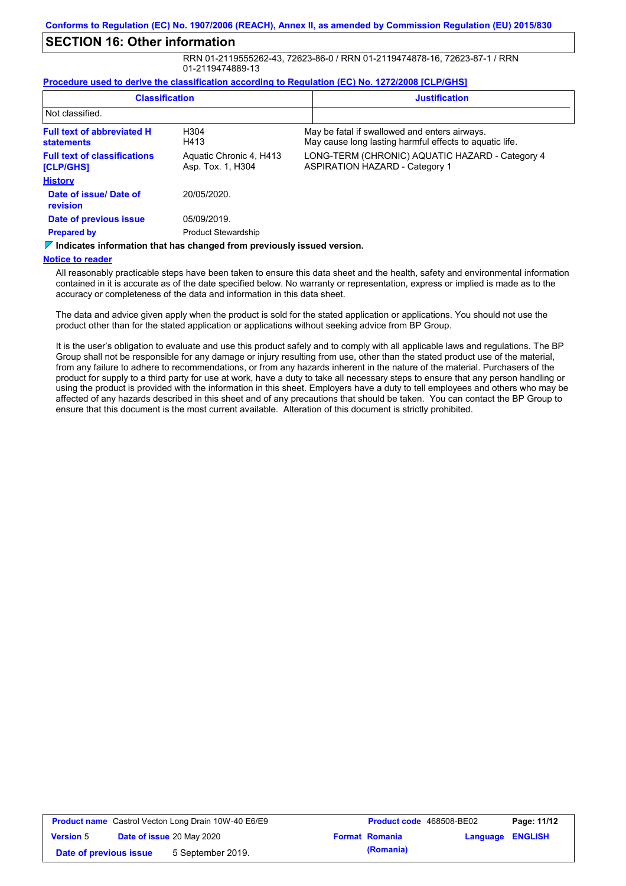## SECTION 16: Other information

RRN 01-2119555262-43, 72623-86-0 / RRN 01-2119474878-16, 72623-87-1 / RRN 01-2119474889-13

**Procedure used to derive the classification according to Regulation (EC) No. 1272/2008 [CLP/GHS]**

| Classification | Justification |
|---|---|
| Not classified. | |

| | | |
|---|---|---|
| **Full text of abbreviated H statements** | H304<br>H413 | May be fatal if swallowed and enters airways.<br>May cause long lasting harmful effects to aquatic life. |
| **Full text of classifications [CLP/GHS]** | Aquatic Chronic 4, H413<br>Asp. Tox. 1, H304 | LONG-TERM (CHRONIC) AQUATIC HAZARD - Category 4<br>ASPIRATION HAZARD - Category 1 |

**History**

| | |
|---|---|
| **Date of issue/ Date of revision** | 20/05/2020. |
| **Date of previous issue** | 05/09/2019. |
| **Prepared by** | Product Stewardship |

**Indicates information that has changed from previously issued version.**

**Notice to reader**

All reasonably practicable steps have been taken to ensure this data sheet and the health, safety and environmental information contained in it is accurate as of the date specified below. No warranty or representation, express or implied is made as to the accuracy or completeness of the data and information in this data sheet.

The data and advice given apply when the product is sold for the stated application or applications. You should not use the product other than for the stated application or applications without seeking advice from BP Group.

It is the user's obligation to evaluate and use this product safely and to comply with all applicable laws and regulations. The BP Group shall not be responsible for any damage or injury resulting from use, other than the stated product use of the material, from any failure to adhere to recommendations, or from any hazards inherent in the nature of the material. Purchasers of the product for supply to a third party for use at work, have a duty to take all necessary steps to ensure that any person handling or using the product is provided with the information in this sheet. Employers have a duty to tell employees and others who may be affected of any hazards described in this sheet and of any precautions that should be taken. You can contact the BP Group to ensure that this document is the most current available. Alteration of this document is strictly prohibited.